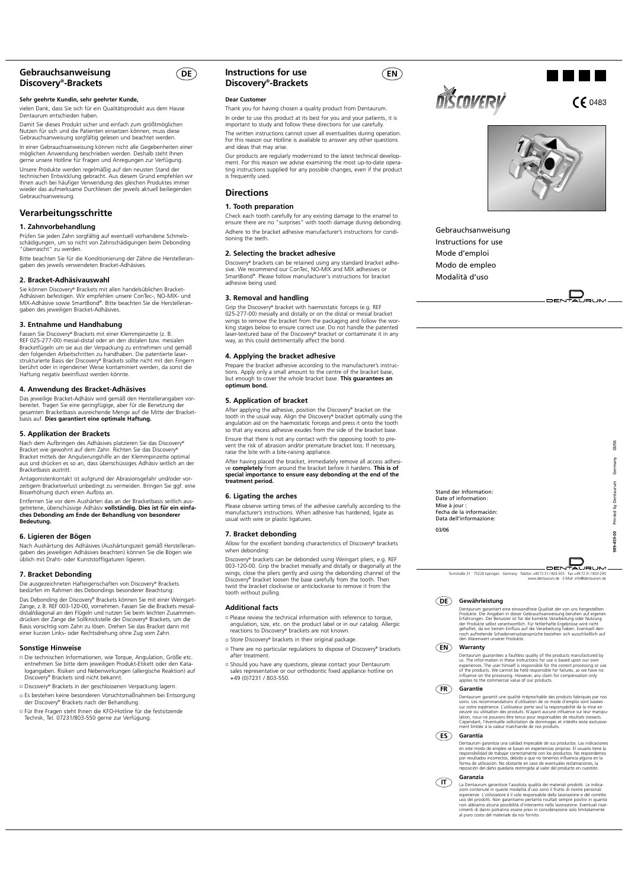## Gebrauchsanweisung Discovery®-Brackets

DE

**Sehr geehrte Kundin, sehr geehrter Kunde,**

vielen Dank, dass Sie sich für ein Qualitätsprodukt aus dem Hause Dentaurum entschieden haben.

Damit Sie dieses Produkt sicher und einfach zum größtmöglichen Nutzen für sich und die Patienten einsetzen können, muss diese Gebrauchsanweisung sorgfältig gelesen und beachtet werden.

In einer Gebrauchsanweisung können nicht alle Gegebenheiten einer möglichen Anwendung beschrieben werden. Deshalb steht Ihnen gerne unsere Hotline für Fragen und Anregungen zur Verfügung.

Unsere Produkte werden regelmäßig auf den neusten Stand der technischen Entwicklung gebracht. Aus diesem Grund empfehlen wir Ihnen auch bei häufiger Verwendung des gleichen Produktes immer wieder das aufmerksame Durchlesen der jeweils aktuell beiliegenden Gebrauchsanweisung.

## Verarbeitungsschritte

### 1. Zahnvorbehandlung

Prüfen Sie jeden Zahn sorgfältig auf eventuell vorhandene Schmelzschädigungen, um so nicht von Zahnschädigungen beim Debonding "überrascht" zu werden.

Bitte beachten Sie für die Konditionierung der Zähne die Herstellerangaben des jeweils verwendeten Bracket-Adhäsives.

### 2. Bracket-Adhäsivauswahl

Sie können Discovery® Brackets mit allen handelsüblichen Bracket-Adhäsiven befestigen. Wir empfehlen unsere ConTec-, NO-MIX- und MIX-Adhäsive sowie SmartBond®. Bitte beachten Sie die Herstellerangaben des jeweiligen Bracket-Adhäsives.

### 3. Entnahme und Handhabung

Fassen Sie Discovery® Brackets mit einer Klemmpinzette (z. B. REF 025-277-00) mesial-distal oder an den distalen bzw. mesialen Bracketflügeln um sie aus der Verpackung zu entnehmen und gemäß den folgenden Arbeitsschritten zu handhaben. Die patentierte laserstrukturierte Basis der Discovery® Brackets sollte nicht mit den Fingern berührt oder in irgendeiner Weise kontaminiert werden, da sonst die Haftung negativ beeinflusst werden könnte.

### 4. Anwendung des Bracket-Adhäsives

Das jeweilige Bracket-Adhäsiv wird gemäß den Herstellerangaben vorbereitet. Tragen Sie eine geringfügige, aber für die Benetzung der gesamten Bracketbasis ausreichende Menge auf die Mitte der Bracketbasis auf. **Dies garantiert eine optimale Haftung.**

### 5. Applikation der Brackets

Nach dem Aufbringen des Adhäsives platzieren Sie das Discovery® Bracket wie gewohnt auf dem Zahn. Richten Sie das Discovery® Bracket mittels der Angulierungshilfe an der Klemmpinzette optimal aus und drücken es so an, dass überschüssiges Adhäsiv seitlich an der Bracketbasis austritt.

Antagonistenkontakt ist aufgrund der Abrasionsgefahr und/oder vorzeitigem Bracketverlust unbedingt zu vermeiden. Bringen Sie ggf. eine Bisserhöhung durch einen Aufbiss an.

Entfernen Sie vor dem Aushärten das an der Bracketbasis seitlich ausgetretene, überschüssige Adhäsiv **vollständig. Dies ist für ein einfaches Debonding am Ende der Behandlung von besonderer Bedeutung.**

### 6. Ligieren der Bögen

Nach Aushärtung des Adhäsives (Aushärtungszeit gemäß Herstellerangaben des jeweiligen Adhäsives beachten) können Sie die Bögen wie üblich mit Draht- oder Kunststoffligaturen ligieren.

### 7. Bracket Debonding

Die ausgezeichneten Hafteigenschaften von Discovery® Brackets bedürfen im Rahmen des Debondings besonderer Beachtung:

Das Debonding der Discovery® Brackets können Sie mit einer Weingart-Zange, z. B. REF 003-120-00, vornehmen. Fassen Sie die Brackets mesialdistal/diagonal an den Flügeln und nutzen Sie beim leichten Zusammendrücken der Zange die Sollknickstelle der Discovery® Brackets, um die Basis vorsichtig vom Zahn zu lösen. Drehen Sie das Bracket dann mit einer kurzen Links- oder Rechtsdrehung ohne Zug vom Zahn.

### Sonstige Hinweise

- Die technischen Informationen, wie Torque, Angulation, Größe etc. entnehmen Sie bitte dem jeweiligen Produkt-Etikett oder den Katalogangaben. Risiken und Nebenwirkungen (allergische Reaktion) auf Discovery® Brackets sind nicht bekannt.
- Discovery® Brackets in der geschlossenen Verpackung lagern.
- Es bestehen keine besonderen Vorsichtsmaßnahmen bei Entsorgung der Discovery® Brackets nach der Behandlung.
- Für Ihre Fragen steht Ihnen die KFO-Hotline für die festsitzende Technik, Tel. 07231/803-550 gerne zur Verfügung.

## Instructions for use Discovery®-Brackets

EN

**Dear Customer**

Thank you for having chosen a quality product from Dentaurum.

In order to use this product at its best for you and your patients, it is important to study and follow these directions for use carefully.

The written instructions cannot cover all eventualities during operation. For this reason our Hotline is available to answer any other questions and ideas that may arise.

Our products are regularly modernized to the latest technical development. For this reason we advise examining the most up-to-date operating instructions supplied for any possible changes, even if the product is frequently used.

## Directions

### 1. Tooth preparation

Check each tooth carefully for any existing damage to the enamel to ensure there are no "surprises" with tooth damage during debonding.

Adhere to the bracket adhesive manufacturer's instructions for conditioning the teeth.

### 2. Selecting the bracket adhesive

Discovery® brackets can be retained using any standard bracket adhesive. We recommend our ConTec, NO-MIX and MIX adhesives or SmartBond®. Please follow manufacturer's instructions for bracket adhesive being used.

### 3. Removal and handling

Grip the Discovery® bracket with haemostatic forceps (e.g. REF 025-277-00) mesially and distally or on the distal or mesial bracket wings to remove the bracket from the packaging and follow the working stages below to ensure correct use. Do not handle the patented laser-textured base of the Discovery® bracket or contaminate it in any way, as this could detrimentally affect the bond.

### 4. Applying the bracket adhesive

Prepare the bracket adhesive according to the manufacturer's instructions. Apply only a small amount to the centre of the bracket base, but enough to cover the whole bracket base. **This guarantees an optimum bond.**

### 5. Application of bracket

After applying the adhesive, position the Discovery® bracket on the tooth in the usual way. Align the Discovery® bracket optimally using the angulation aid on the haemostatic forceps and press it onto the tooth so that any excess adhesive exudes from the side of the bracket base.

Ensure that there is not any contact with the opposing tooth to prevent the risk of abrasion and/or premature bracket loss. If necessary, raise the bite with a bite-raising appliance.

After having placed the bracket, immediately remove all access adhesive **completely** from around the bracket before it hardens. **This is of special importance to ensure easy debonding at the end of the treatment period.**

### 6. Ligating the arches

Please observe setting times of the adhesive carefully according to the manufacturer's instructions. When adhesive has hardened, ligate as usual with wire or plastic ligatures.

### 7. Bracket debonding

Allow for the excellent bonding characteristics of Discovery® brackets when debonding:

Discovery® brackets can be debonded using Weingart pliers, e.g. REF 003-120-00. Grip the bracket mesially and distally or diagonally at the wings, close the pliers gently and using the debonding channel of the Discovery® bracket loosen the base carefully from the tooth. Then twist the bracket clockwise or anticlockwise to remove it from the tooth without pulling.

### Additional facts

- Please review the technical information with reference to torque, angulation, size, etc. on the product label or in our catalog. Allergic reactions to Discovery® brackets are not known.
- Store Discovery® brackets in their original package.
- There are no particular regulations to dispose of Discovery® brackets after treatment.
- Should you have any questions, please contact your Dentaurum sales representative or our orthodontic fixed appliance hotline on +49 (0)7231 / 803-550.

DISCOVERY®

CE 0483

Gebrauchsanweisung
Instructions for use
Mode d'emploi
Modo de empleo
Modalità d'uso

DENTAURUM

Stand der Information:
Date of information:
Mise à jour :
Fecha de la información:
Data dell'informazione:

03/06

989-459-00 Printed by Dentaurum Germany 03/06

DENTAURUM

Turnstraße 31 · 75228 Ispringen · Germany · Telefon +49 72 31 / 803-555 · Fax +49 72 31 / 803-295
www.dentaurum.de · E-Mail: info@dentaurum.de

### DE Gewährleistung

Dentaurum garantiert eine einwandfreie Qualität der von uns hergestellten Produkte. Die Angaben in dieser Gebrauchsanweisung beruhen auf eigenen Erfahrungen. Der Benutzer ist für die korrekte Verarbeitung oder Nutzung der Produkte selbst verantwortlich. Für fehlerhafte Ergebnisse wird nicht gehaftet, da wir keinen Einfluss auf die Verarbeitung haben. Eventuell dennoch auftretende Schadensersatzansprüche beziehen sich ausschließlich auf den Warenwert unserer Produkte.

### EN Warranty

Dentaurum guarantees a faultless quality of the products manufactured by us. The information in these instructions for use is based upon our own experiences. The user himself is responsible for the correct processing or use of the products. We cannot be held responsible for failures, as we have no influence on the processing. However, any claim for compensation only applies to the commercial value of our products.

### FR Garantie

Dentaurum garantit une qualité irréprochable des produits fabriqués par nos soins. Les recommandations d'utilisation de ce mode d'emploi sont basées sur notre expérience. L'utilisateur porte seul la responsabilité de la mise en oeuvre ou utilisation des produits. N'ayant aucune influence sur leur manipulation, nous ne pouvons être tenus pour responsables de résultats inexacts. Cependant, l'éventuelle sollicitation de dommages et intérêts reste exclusivement limitée à la valeur marchande de nos produits.

### ES Garantía

Dentaurum garantiza una calidad impecable de sus productos. Las indicaciones en este modo de empleo se basan en experiencias propias. El usuario tiene la responsibilidad de trabajar correctamente con los productos. No respondemos por resultados incorrectos, debido a que no tenemos influencia alguna en la forma de ubicación. No obstante en caso de eventuales reclamaciones, la reposición del daño quedaría restringida al valor del producto en cuestión.

### IT Garanzia

La Dentaurum garantisce l'assoluta qualità dei materiali prodotti. Le indicazioni contenute in queste modalità d'uso sono il frutto di nostre personali esperienze. L'utilizzatore è il solo responsabile della lavorazione e del corretto uso dei prodotti. Non garantiamo pertanto risultati sempre positivi in quanto non abbiamo alcuna possibilità d'intervento nella lavorazione. Eventuali risarcimenti di danni potranno essere presi in considerazione solo limitatamente al puro costo del materiale da noi fornito.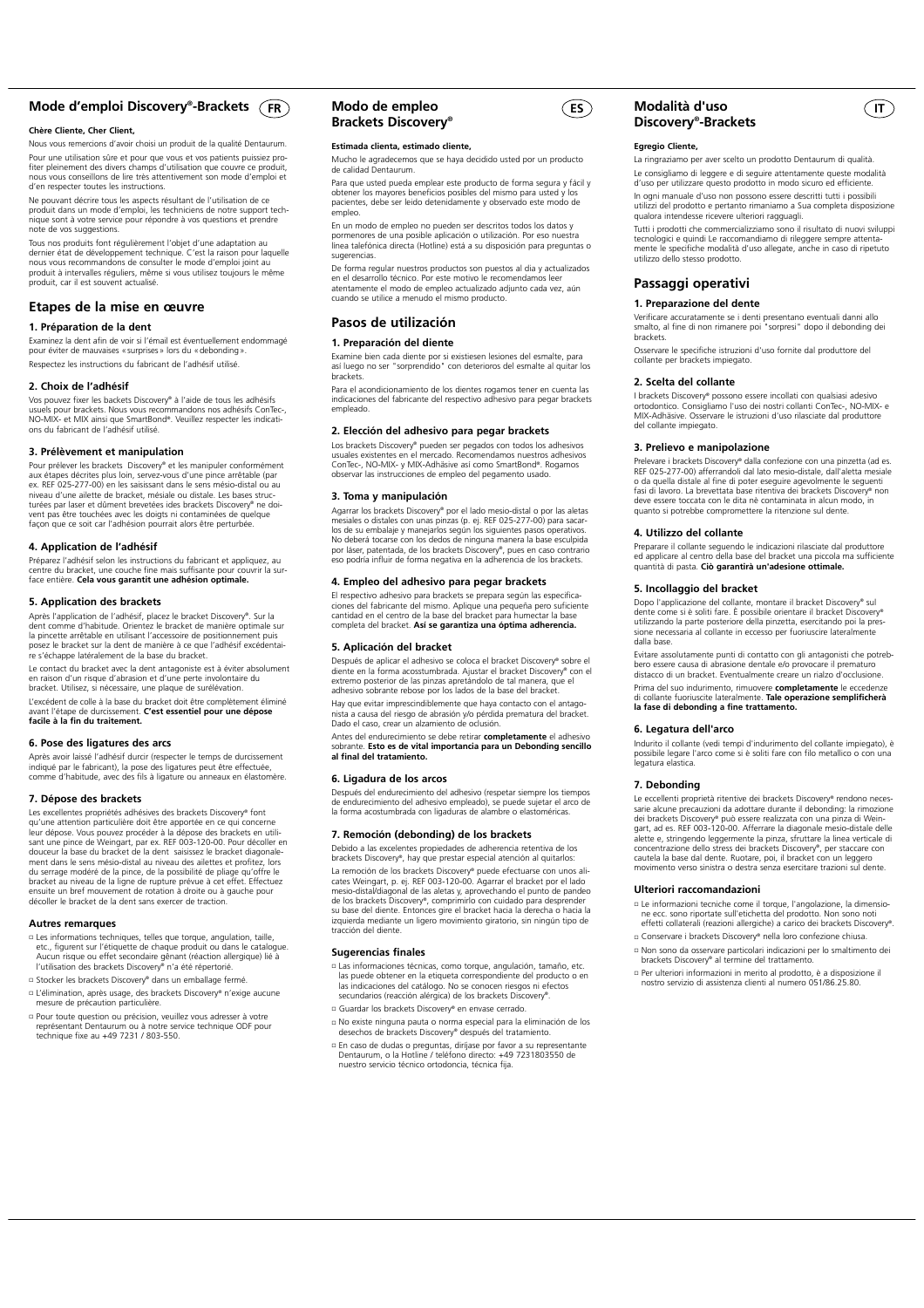## Mode d'emploi Discovery®-Brackets

FR

**Chère Cliente, Cher Client,**

Nous vous remercions d'avoir choisi un produit de la qualité Dentaurum.

Pour une utilisation sûre et pour que vous et vos patients puissiez profiter pleinement des divers champs d'utilisation que couvre ce produit, nous vous conseillons de lire très attentivement son mode d'emploi et d'en respecter toutes les instructions.

Ne pouvant décrire tous les aspects résultant de l'utilisation de ce produit dans un mode d'emploi, les techniciens de notre support technique sont à votre service pour répondre à vos questions et prendre note de vos suggestions.

Tous nos produits font régulièrement l'objet d'une adaptation au dernier état de développement technique. C'est la raison pour laquelle nous vous recommandons de consulter le mode d'emploi joint au produit à intervalles réguliers, même si vous utilisez toujours le même produit, car il est souvent actualisé.

## Etapes de la mise en œuvre

### 1. Préparation de la dent

Examinez la dent afin de voir si l'émail est éventuellement endommagé pour éviter de mauvaises « surprises » lors du « debonding ».

Respectez les instructions du fabricant de l'adhésif utilisé.

### 2. Choix de l'adhésif

Vous pouvez fixer les brackets Discovery® à l'aide de tous les adhésifs usuels pour brackets. Nous vous recommandons nos adhésifs ConTec-, NO-MIX- et MIX ainsi que SmartBond®. Veuillez respecter les indications du fabricant de l'adhésif utilisé.

### 3. Prélèvement et manipulation

Pour prélever les brackets Discovery® et les manipuler conformément aux étapes décrites plus loin, servez-vous d'une pince arrêtable (par ex. REF 025-277-00) en les saisissant dans le sens mésio-distal ou au niveau d'une ailette de bracket, mésiale ou distale. Les bases structurées par laser et dûment brevetées ides brackets Discovery® ne doivent pas être touchées avec les doigts ni contaminées de quelque façon que ce soit car l'adhésion pourrait alors être perturbée.

### 4. Application de l'adhésif

Préparez l'adhésif selon les instructions du fabricant et appliquez, au centre du bracket, une couche fine mais suffisante pour couvrir la surface entière. **Cela vous garantit une adhésion optimale.**

### 5. Application des brackets

Après l'application de l'adhésif, placez le bracket Discovery®. Sur la dent comme d'habitude. Orientez le bracket de manière optimale sur la pincette arrêtable en utilisant l'accessoire de positionnement puis posez le bracket sur la dent de manière à ce que l'adhésif excédentaire s'échappe latéralement de la base du bracket.

Le contact du bracket avec la dent antagoniste est à éviter absolument en raison d'un risque d'abrasion et d'une perte involontaire du bracket. Utilisez, si nécessaire, une plaque de surélévation.

L'excédent de colle à la base du bracket doit être complètement éliminé avant l'étape de durcissement. **C'est essentiel pour une dépose facile à la fin du traitement.**

### 6. Pose des ligatures des arcs

Après avoir laissé l'adhésif durcir (respecter le temps de durcissement indiqué par le fabricant), la pose des ligatures peut être effectuée, comme d'habitude, avec des fils à ligature ou anneaux en élastomère.

### 7. Dépose des brackets

Les excellentes propriétés adhésives des brackets Discovery® font qu'une attention particulière doit être apportée en ce qui concerne leur dépose. Vous pouvez procéder à la dépose des brackets en utilisant une pince de Weingart, par ex. REF 003-120-00. Pour décoller en douceur la base du bracket de la dent saisissez le bracket diagonalement dans le sens mésio-distal au niveau des ailettes et profitez, lors du serrage modéré de la pince, de la possibilité de pliage qu'offre le bracket au niveau de la ligne de rupture prévue à cet effet. Effectuez ensuite un bref mouvement de rotation à droite ou à gauche pour décoller le bracket de la dent sans exercer de traction.

### Autres remarques

- Les informations techniques, telles que torque, angulation, taille, etc., figurent sur l'étiquette de chaque produit ou dans le catalogue. Aucun risque ou effet secondaire gênant (réaction allergique) lié à l'utilisation des brackets Discovery® n'a été répertorié.
- Stocker les brackets Discovery® dans un emballage fermé.
- L'élimination, après usage, des brackets Discovery® n'exige aucune mesure de précaution particulière.
- Pour toute question ou précision, veuillez vous adresser à votre représentant Dentaurum ou à notre service technique ODF pour technique fixe au +49 7231 / 803-550.

## Modo de empleo Brackets Discovery®

ES

**Estimada clienta, estimado cliente,**

Mucho le agradecemos que se haya decidido usted por un producto de calidad Dentaurum.

Para que usted pueda emplear este producto de forma segura y fácil y obtener los mayores beneficios posibles del mismo para usted y los pacientes, debe ser leído detenidamente y observado este modo de empleo.

En un modo de empleo no pueden ser descritos todos los datos y pormenores de una posible aplicación o utilización. Por eso nuestra línea telefónica directa (Hotline) está a su disposición para preguntas o sugerencias.

De forma regular nuestros productos son puestos al día y actualizados en el desarrollo técnico. Por este motivo le recomendamos leer atentamente el modo de empleo actualizado adjunto cada vez, aún cuando se utilice a menudo el mismo producto.

## Pasos de utilización

### 1. Preparación del diente

Examine bien cada diente por si existiesen lesiones del esmalte, para así luego no ser "sorprendido" con deterioros del esmalte al quitar los brackets.

Para el acondicionamiento de los dientes rogamos tener en cuenta las indicaciones del fabricante del respectivo adhesivo para pegar brackets empleado.

### 2. Elección del adhesivo para pegar brackets

Los brackets Discovery® pueden ser pegados con todos los adhesivos usuales existentes en el mercado. Recomendamos nuestros adhesivos ConTec-, NO-MIX- y MIX-Adhäsive así como SmartBond®. Rogamos observar las instrucciones de empleo del pegamento usado.

### 3. Toma y manipulación

Agarrar los brackets Discovery® por el lado mesio-distal o por las aletas mesiales o distales con unas pinzas (p. ej. REF 025-277-00) para sacarlos de su embalaje y manejarlos según los siguientes pasos operativos. No deberá tocarse con los dedos de ninguna manera la base esculpida por láser, patentada, de los brackets Discovery®, pues en caso contrario eso podría influir de forma negativa en la adherencia de los brackets.

### 4. Empleo del adhesivo para pegar brackets

El respectivo adhesivo para brackets se prepara según las especificaciones del fabricante del mismo. Aplique una pequeña pero suficiente cantidad en el centro de la base del bracket para humectar la base completa del bracket. **Así se garantiza una óptima adherencia.**

### 5. Aplicación del bracket

Después de aplicar el adhesivo se coloca el bracket Discovery® sobre el diente en la forma acostumbrada. Ajustar el bracket Discovery® con el extremo posterior de las pinzas apretándolo de tal manera, que el adhesivo sobrante rebose por los lados de la base del bracket.

Hay que evitar imprescindiblemente que haya contacto con el antagonista a causa del riesgo de abrasión y/o pérdida prematura del bracket. Dado el caso, crear un alzamiento de oclusión.

Antes del endurecimiento se debe retirar **completamente** el adhesivo sobrante. **Esto es de vital importancia para un Debonding sencillo al final del tratamiento.**

### 6. Ligadura de los arcos

Después del endurecimiento del adhesivo (respetar siempre los tiempos de endurecimiento del adhesivo empleado), se puede sujetar el arco de la forma acostumbrada con ligaduras de alambre o elastoméricas.

### 7. Remoción (debonding) de los brackets

Debido a las excelentes propiedades de adherencia retentiva de los brackets Discovery®, hay que prestar especial atención al quitarlos:

La remoción de los brackets Discovery® puede efectuarse con unos alicates Weingart, p. ej. REF 003-120-00. Agarrar el bracket por el lado mesio-distal/diagonal de las aletas y, aprovechando el punto de pandeo de los brackets Discovery®, comprimirlo con cuidado para desprender su base del diente. Entonces gire el bracket hacia la derecha o hacia la izquierda mediante un ligero movimiento giratorio, sin ningún tipo de tracción del diente.

### Sugerencias finales

- Las informaciones técnicas, como torque, angulación, tamaño, etc. las puede obtener en la etiqueta correspondiente del producto o en las indicaciones del catálogo. No se conocen riesgos ni efectos secundarios (reacción alérgica) de los brackets Discovery®.
- Guardar los brackets Discovery® en envase cerrado.
- No existe ninguna pauta o norma especial para la eliminación de los desechos de brackets Discovery® después del tratamiento.
- En caso de dudas o preguntas, diríjase por favor a su representante Dentaurum, o la Hotline / teléfono directo: +49 7231803550 de nuestro servicio técnico ortodoncia, técnica fija.

## Modalità d'uso Discovery®-Brackets

IT

**Egregio Cliente,**

La ringraziamo per aver scelto un prodotto Dentaurum di qualità.

Le consigliamo di leggere e di seguire attentamente queste modalità d'uso per utilizzare questo prodotto in modo sicuro ed efficiente.

In ogni manuale d'uso non possono essere descritti tutti i possibili utilizzi del prodotto e pertanto rimaniamo a Sua completa disposizione qualora intendesse ricevere ulteriori ragguagli.

Tutti i prodotti che commercializziamo sono il risultato di nuovi sviluppi tecnologici e quindi Le raccomandiamo di rileggere sempre attentamente le specifiche modalità d'uso allegate, anche in caso di ripetuto utilizzo dello stesso prodotto.

## Passaggi operativi

### 1. Preparazione del dente

Verificare accuratamente se i denti presentano eventuali danni allo smalto, al fine di non rimanere poi "sorpresi" dopo il debonding dei brackets.

Osservare le specifiche istruzioni d'uso fornite dal produttore del collante per brackets impiegato.

### 2. Scelta del collante

I brackets Discovery® possono essere incollati con qualsiasi adesivo ortodontico. Consigliamo l'uso dei nostri collanti ConTec-, NO-MIX- e MIX-Adhäsive. Osservare le istruzioni d'uso rilasciate dal produttore del collante impiegato.

### 3. Prelievo e manipolazione

Prelevare i brackets Discovery® dalla confezione con una pinzetta (ad es. REF 025-277-00) afferrandoli dal lato mesio-distale, dall'aletta mesiale o da quella distale al fine di poter eseguire agevolmente le seguenti fasi di lavoro. La brevettata base ritentiva dei brackets Discovery® non deve essere toccata con le dita né contaminata in alcun modo, in quanto si potrebbe compromettere la ritenzione sul dente.

### 4. Utilizzo del collante

Preparare il collante seguendo le indicazioni rilasciate dal produttore ed applicare al centro della base del bracket una piccola ma sufficiente quantità di pasta. **Ciò garantirà un'adesione ottimale.**

### 5. Incollaggio del bracket

Dopo l'applicazione del collante, montare il bracket Discovery® sul dente come si è soliti fare. È possibile orientare il bracket Discovery® utilizzando la parte posteriore della pinzetta, esercitando poi la pressione necessaria al collante in eccesso per fuoriuscire lateralmente dalla base.

Evitare assolutamente punti di contatto con gli antagonisti che potrebbero essere causa di abrasione dentale e/o provocare il prematuro distacco di un bracket. Eventualmente creare un rialzo d'occlusione.

Prima del suo indurimento, rimuovere **completamente** le eccedenze di collante fuoriuscite lateralmente. **Tale operazione semplificherà la fase di debonding a fine trattamento.**

### 6. Legatura dell'arco

Indurito il collante (vedi tempi d'indurimento del collante impiegato), è possibile legare l'arco come si è soliti fare con filo metallico o con una legatura elastica.

### 7. Debonding

Le eccellenti proprietà ritentive dei brackets Discovery® rendono necessarie alcune precauzioni da adottare durante il debonding: la rimozione dei brackets Discovery® può essere realizzata con una pinza di Weingart, ad es. REF 003-120-00. Afferrare la diagonale mesio-distale delle alette e, stringendo leggermente la pinza, sfruttare la linea verticale di concentrazione dello stress dei brackets Discovery®, per staccare con cautela la base dal dente. Ruotare, poi, il bracket con un leggero movimento verso sinistra o destra senza esercitare trazioni sul dente.

### Ulteriori raccomandazioni

- Le informazioni tecniche come il torque, l'angolazione, la dimensione ecc. sono riportate sull'etichetta del prodotto. Non sono noti effetti collaterali (reazioni allergiche) a carico dei brackets Discovery®.
- Conservare i brackets Discovery® nella loro confezione chiusa.
- Non sono da osservare particolari indicazioni per lo smaltimento dei brackets Discovery® al termine del trattamento.
- Per ulteriori informazioni in merito al prodotto, è a disposizione il nostro servizio di assistenza clienti al numero 051/86.25.80.